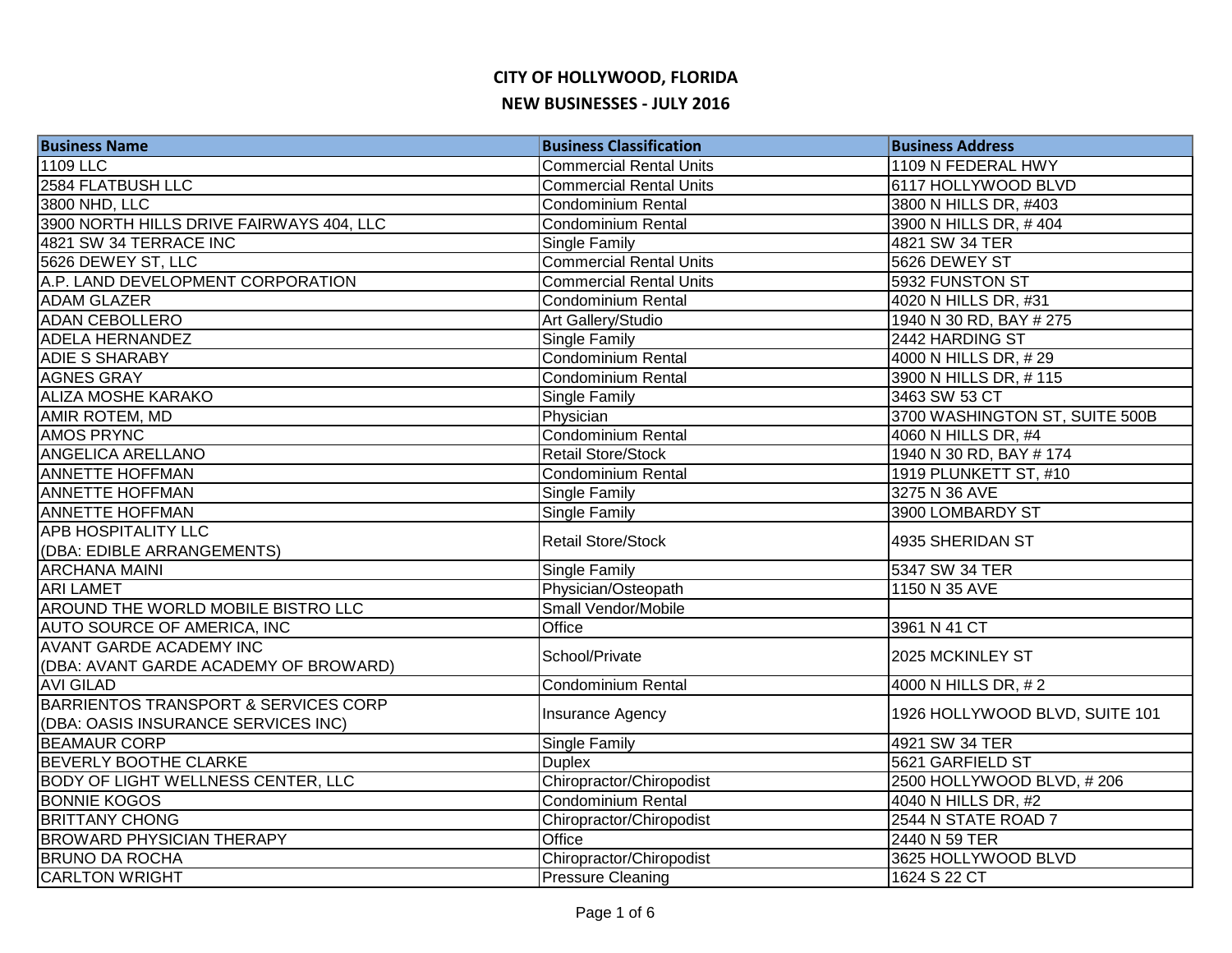# CITY OF HOLLYWOOD, FLORIDA

## NEW BUSINESSES - JULY 2016

| Business Name | Business Classification | Business Address |
|---|---|---|
| 1109 LLC | Commercial Rental Units | 1109 N FEDERAL HWY |
| 2584 FLATBUSH LLC | Commercial Rental Units | 6117 HOLLYWOOD BLVD |
| 3800 NHD, LLC | Condominium Rental | 3800 N HILLS DR, #403 |
| 3900 NORTH HILLS DRIVE FAIRWAYS 404, LLC | Condominium Rental | 3900 N HILLS DR, # 404 |
| 4821 SW 34 TERRACE INC | Single Family | 4821 SW 34 TER |
| 5626 DEWEY ST, LLC | Commercial Rental Units | 5626 DEWEY ST |
| A.P. LAND DEVELOPMENT CORPORATION | Commercial Rental Units | 5932 FUNSTON ST |
| ADAM GLAZER | Condominium Rental | 4020 N HILLS DR, #31 |
| ADAN CEBOLLERO | Art Gallery/Studio | 1940 N 30 RD, BAY # 275 |
| ADELA HERNANDEZ | Single Family | 2442 HARDING ST |
| ADIE S SHARABY | Condominium Rental | 4000 N HILLS DR, # 29 |
| AGNES GRAY | Condominium Rental | 3900 N HILLS DR, # 115 |
| ALIZA MOSHE KARAKO | Single Family | 3463 SW 53 CT |
| AMIR ROTEM, MD | Physician | 3700 WASHINGTON ST, SUITE 500B |
| AMOS PRYNC | Condominium Rental | 4060 N HILLS DR, #4 |
| ANGELICA ARELLANO | Retail Store/Stock | 1940 N 30 RD, BAY # 174 |
| ANNETTE HOFFMAN | Condominium Rental | 1919 PLUNKETT ST, #10 |
| ANNETTE HOFFMAN | Single Family | 3275 N 36 AVE |
| ANNETTE HOFFMAN | Single Family | 3900 LOMBARDY ST |
| APB HOSPITALITY LLC (DBA: EDIBLE ARRANGEMENTS) | Retail Store/Stock | 4935 SHERIDAN ST |
| ARCHANA MAINI | Single Family | 5347 SW 34 TER |
| ARI LAMET | Physician/Osteopath | 1150 N 35 AVE |
| AROUND THE WORLD MOBILE BISTRO LLC | Small Vendor/Mobile | |
| AUTO SOURCE OF AMERICA, INC | Office | 3961 N 41 CT |
| AVANT GARDE ACADEMY INC (DBA: AVANT GARDE ACADEMY OF BROWARD) | School/Private | 2025 MCKINLEY ST |
| AVI GILAD | Condominium Rental | 4000 N HILLS DR, # 2 |
| BARRIENTOS TRANSPORT & SERVICES CORP (DBA: OASIS INSURANCE SERVICES INC) | Insurance Agency | 1926 HOLLYWOOD BLVD, SUITE 101 |
| BEAMAUR CORP | Single Family | 4921 SW 34 TER |
| BEVERLY BOOTHE CLARKE | Duplex | 5621 GARFIELD ST |
| BODY OF LIGHT WELLNESS CENTER, LLC | Chiropractor/Chiropodist | 2500 HOLLYWOOD BLVD, # 206 |
| BONNIE KOGOS | Condominium Rental | 4040 N HILLS DR, #2 |
| BRITTANY CHONG | Chiropractor/Chiropodist | 2544 N STATE ROAD 7 |
| BROWARD PHYSICIAN THERAPY | Office | 2440 N 59 TER |
| BRUNO DA ROCHA | Chiropractor/Chiropodist | 3625 HOLLYWOOD BLVD |
| CARLTON WRIGHT | Pressure Cleaning | 1624 S 22 CT |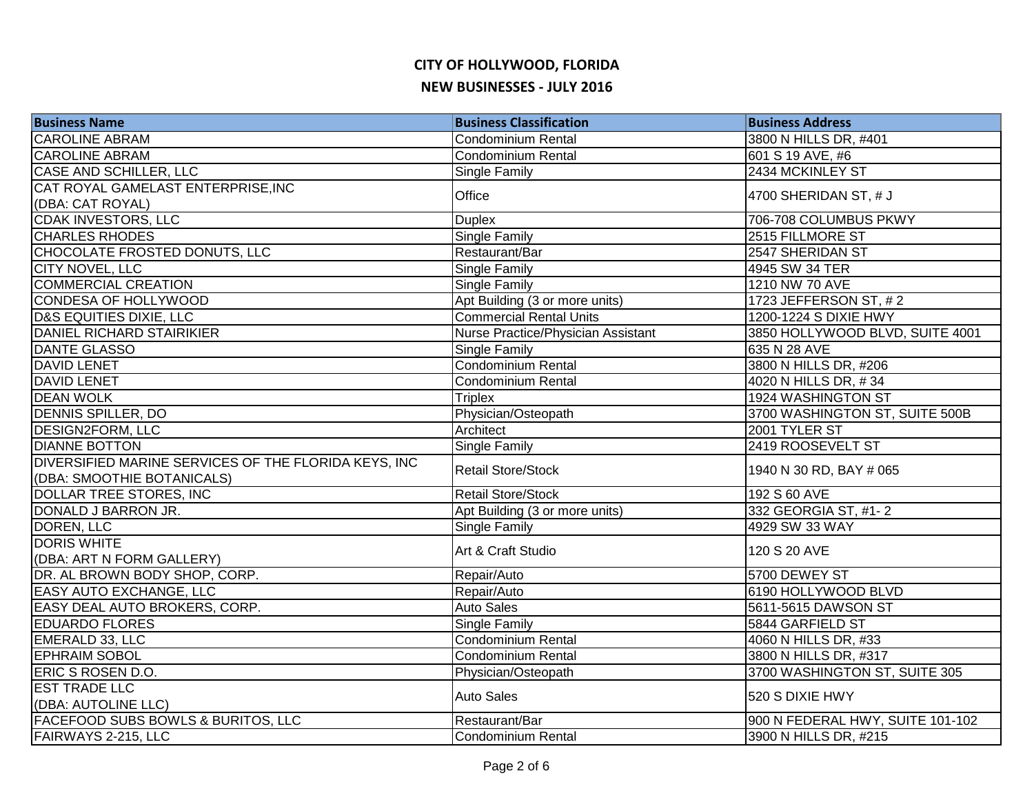# CITY OF HOLLYWOOD, FLORIDA

## NEW BUSINESSES - JULY 2016

| Business Name | Business Classification | Business Address |
|---|---|---|
| CAROLINE ABRAM | Condominium Rental | 3800 N HILLS DR, #401 |
| CAROLINE ABRAM | Condominium Rental | 601 S 19 AVE, #6 |
| CASE AND SCHILLER, LLC | Single Family | 2434 MCKINLEY ST |
| CAT ROYAL GAMELAST ENTERPRISE,INC (DBA: CAT ROYAL) | Office | 4700 SHERIDAN ST, # J |
| CDAK INVESTORS, LLC | Duplex | 706-708 COLUMBUS PKWY |
| CHARLES RHODES | Single Family | 2515 FILLMORE ST |
| CHOCOLATE FROSTED DONUTS, LLC | Restaurant/Bar | 2547 SHERIDAN ST |
| CITY NOVEL, LLC | Single Family | 4945 SW 34 TER |
| COMMERCIAL CREATION | Single Family | 1210 NW 70 AVE |
| CONDESA OF HOLLYWOOD | Apt Building (3 or more units) | 1723 JEFFERSON ST, # 2 |
| D&S EQUITIES DIXIE, LLC | Commercial Rental Units | 1200-1224 S DIXIE HWY |
| DANIEL RICHARD STAIRIKIER | Nurse Practice/Physician Assistant | 3850 HOLLYWOOD BLVD, SUITE 4001 |
| DANTE GLASSO | Single Family | 635 N 28 AVE |
| DAVID LENET | Condominium Rental | 3800 N HILLS DR, #206 |
| DAVID LENET | Condominium Rental | 4020 N HILLS DR, # 34 |
| DEAN WOLK | Triplex | 1924 WASHINGTON ST |
| DENNIS SPILLER, DO | Physician/Osteopath | 3700 WASHINGTON ST, SUITE 500B |
| DESIGN2FORM, LLC | Architect | 2001 TYLER ST |
| DIANNE BOTTON | Single Family | 2419 ROOSEVELT ST |
| DIVERSIFIED MARINE SERVICES OF THE FLORIDA KEYS, INC (DBA: SMOOTHIE BOTANICALS) | Retail Store/Stock | 1940 N 30 RD, BAY # 065 |
| DOLLAR TREE STORES, INC | Retail Store/Stock | 192 S 60 AVE |
| DONALD J BARRON JR. | Apt Building (3 or more units) | 332 GEORGIA ST, #1- 2 |
| DOREN, LLC | Single Family | 4929 SW 33 WAY |
| DORIS WHITE (DBA: ART N FORM GALLERY) | Art & Craft Studio | 120 S 20 AVE |
| DR. AL BROWN BODY SHOP, CORP. | Repair/Auto | 5700 DEWEY ST |
| EASY AUTO EXCHANGE, LLC | Repair/Auto | 6190 HOLLYWOOD BLVD |
| EASY DEAL AUTO BROKERS, CORP. | Auto Sales | 5611-5615 DAWSON ST |
| EDUARDO FLORES | Single Family | 5844 GARFIELD ST |
| EMERALD 33, LLC | Condominium Rental | 4060 N HILLS DR, #33 |
| EPHRAIM SOBOL | Condominium Rental | 3800 N HILLS DR, #317 |
| ERIC S ROSEN D.O. | Physician/Osteopath | 3700 WASHINGTON ST, SUITE 305 |
| EST TRADE LLC (DBA: AUTOLINE LLC) | Auto Sales | 520 S DIXIE HWY |
| FACEFOOD SUBS BOWLS & BURITOS, LLC | Restaurant/Bar | 900 N FEDERAL HWY, SUITE 101-102 |
| FAIRWAYS 2-215, LLC | Condominium Rental | 3900 N HILLS DR, #215 |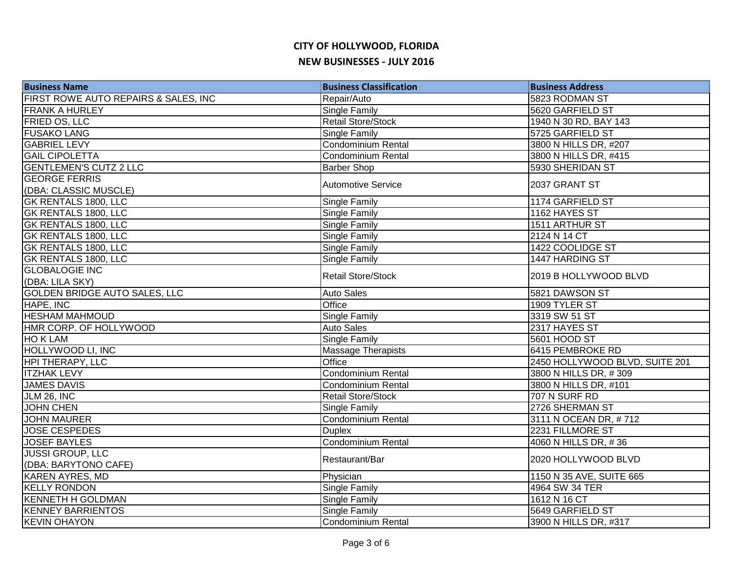# CITY OF HOLLYWOOD, FLORIDA

## NEW BUSINESSES - JULY 2016

| Business Name | Business Classification | Business Address |
|---|---|---|
| FIRST ROWE AUTO REPAIRS & SALES, INC | Repair/Auto | 5823 RODMAN ST |
| FRANK A HURLEY | Single Family | 5620 GARFIELD ST |
| FRIED OS, LLC | Retail Store/Stock | 1940 N 30 RD, BAY 143 |
| FUSAKO LANG | Single Family | 5725 GARFIELD ST |
| GABRIEL LEVY | Condominium Rental | 3800 N HILLS DR, #207 |
| GAIL CIPOLETTA | Condominium Rental | 3800 N HILLS DR, #415 |
| GENTLEMEN'S CUTZ 2 LLC | Barber Shop | 5930 SHERIDAN ST |
| GEORGE FERRIS (DBA: CLASSIC MUSCLE) | Automotive Service | 2037 GRANT ST |
| GK RENTALS 1800, LLC | Single Family | 1174 GARFIELD ST |
| GK RENTALS 1800, LLC | Single Family | 1162 HAYES ST |
| GK RENTALS 1800, LLC | Single Family | 1511 ARTHUR ST |
| GK RENTALS 1800, LLC | Single Family | 2124 N 14 CT |
| GK RENTALS 1800, LLC | Single Family | 1422 COOLIDGE ST |
| GK RENTALS 1800, LLC | Single Family | 1447 HARDING ST |
| GLOBALOGIE INC (DBA: LILA SKY) | Retail Store/Stock | 2019 B HOLLYWOOD BLVD |
| GOLDEN BRIDGE AUTO SALES, LLC | Auto Sales | 5821 DAWSON ST |
| HAPE, INC | Office | 1909 TYLER ST |
| HESHAM MAHMOUD | Single Family | 3319 SW 51 ST |
| HMR CORP. OF HOLLYWOOD | Auto Sales | 2317 HAYES ST |
| HO K LAM | Single Family | 5601 HOOD ST |
| HOLLYWOOD LI, INC | Massage Therapists | 6415 PEMBROKE RD |
| HPI THERAPY, LLC | Office | 2450 HOLLYWOOD BLVD, SUITE 201 |
| ITZHAK LEVY | Condominium Rental | 3800 N HILLS DR, # 309 |
| JAMES DAVIS | Condominium Rental | 3800 N HILLS DR, #101 |
| JLM 26, INC | Retail Store/Stock | 707 N SURF RD |
| JOHN CHEN | Single Family | 2726 SHERMAN ST |
| JOHN MAURER | Condominium Rental | 3111 N OCEAN DR, # 712 |
| JOSE CESPEDES | Duplex | 2231 FILLMORE ST |
| JOSEF BAYLES | Condominium Rental | 4060 N HILLS DR, # 36 |
| JUSSI GROUP, LLC (DBA: BARYTONO CAFE) | Restaurant/Bar | 2020 HOLLYWOOD BLVD |
| KAREN AYRES, MD | Physician | 1150 N 35 AVE, SUITE 665 |
| KELLY RONDON | Single Family | 4964 SW 34 TER |
| KENNETH H GOLDMAN | Single Family | 1612 N 16 CT |
| KENNEY BARRIENTOS | Single Family | 5649 GARFIELD ST |
| KEVIN OHAYON | Condominium Rental | 3900 N HILLS DR, #317 |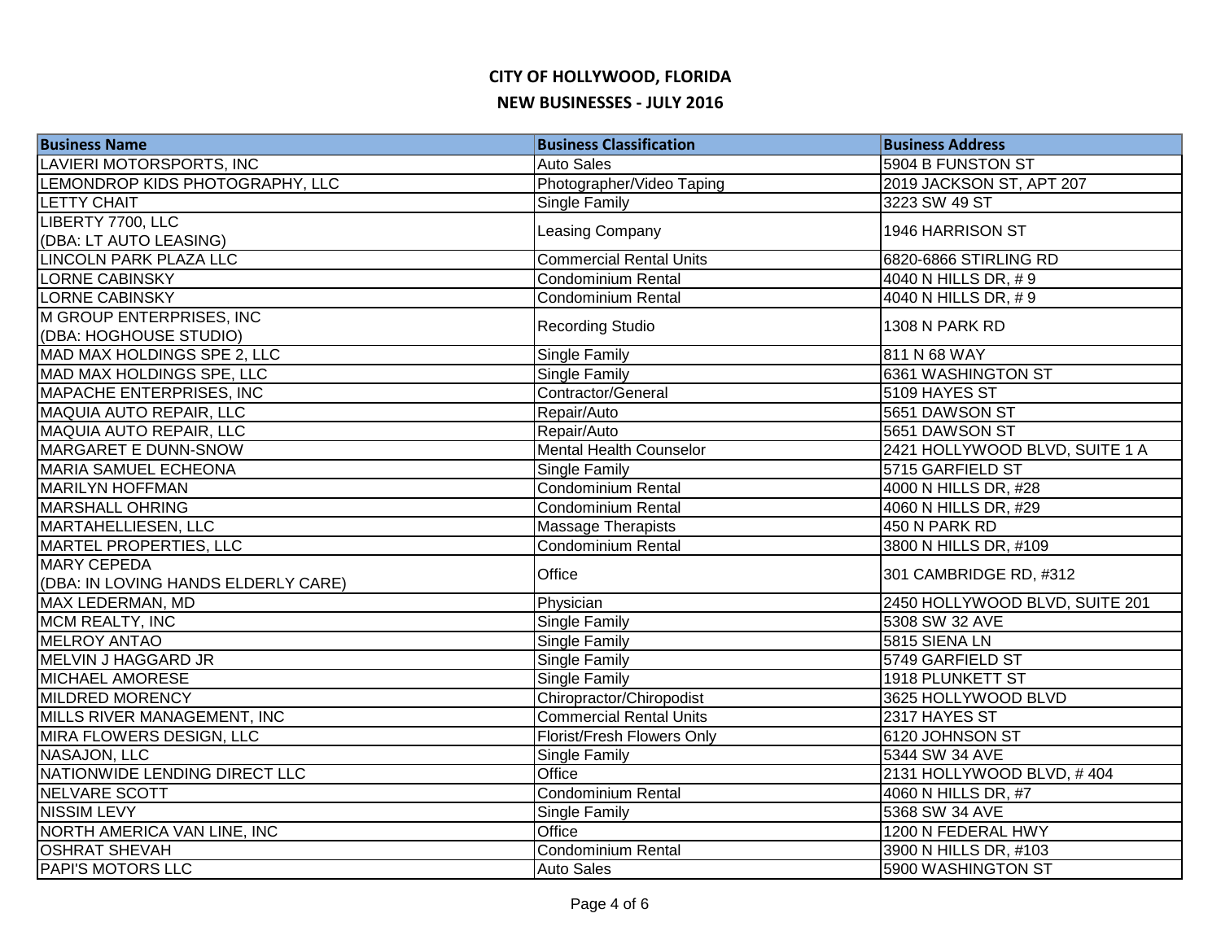# CITY OF HOLLYWOOD, FLORIDA

## NEW BUSINESSES - JULY 2016

| Business Name | Business Classification | Business Address |
|---|---|---|
| LAVIERI MOTORSPORTS, INC | Auto Sales | 5904 B FUNSTON ST |
| LEMONDROP KIDS PHOTOGRAPHY, LLC | Photographer/Video Taping | 2019 JACKSON ST, APT 207 |
| LETTY CHAIT | Single Family | 3223 SW 49 ST |
| LIBERTY 7700, LLC (DBA: LT AUTO LEASING) | Leasing Company | 1946 HARRISON ST |
| LINCOLN PARK PLAZA LLC | Commercial Rental Units | 6820-6866 STIRLING RD |
| LORNE CABINSKY | Condominium Rental | 4040 N HILLS DR, # 9 |
| LORNE CABINSKY | Condominium Rental | 4040 N HILLS DR, # 9 |
| M GROUP ENTERPRISES, INC (DBA: HOGHOUSE STUDIO) | Recording Studio | 1308 N PARK RD |
| MAD MAX HOLDINGS SPE 2, LLC | Single Family | 811 N 68 WAY |
| MAD MAX HOLDINGS SPE, LLC | Single Family | 6361 WASHINGTON ST |
| MAPACHE ENTERPRISES, INC | Contractor/General | 5109 HAYES ST |
| MAQUIA AUTO REPAIR, LLC | Repair/Auto | 5651 DAWSON ST |
| MAQUIA AUTO REPAIR, LLC | Repair/Auto | 5651 DAWSON ST |
| MARGARET E DUNN-SNOW | Mental Health Counselor | 2421 HOLLYWOOD BLVD, SUITE 1 A |
| MARIA SAMUEL ECHEONA | Single Family | 5715 GARFIELD ST |
| MARILYN HOFFMAN | Condominium Rental | 4000 N HILLS DR, #28 |
| MARSHALL OHRING | Condominium Rental | 4060 N HILLS DR, #29 |
| MARTAHELLIESEN, LLC | Massage Therapists | 450 N PARK RD |
| MARTEL PROPERTIES, LLC | Condominium Rental | 3800 N HILLS DR, #109 |
| MARY CEPEDA (DBA: IN LOVING HANDS ELDERLY CARE) | Office | 301 CAMBRIDGE RD, #312 |
| MAX LEDERMAN, MD | Physician | 2450 HOLLYWOOD BLVD, SUITE 201 |
| MCM REALTY, INC | Single Family | 5308 SW 32 AVE |
| MELROY ANTAO | Single Family | 5815 SIENA LN |
| MELVIN J HAGGARD JR | Single Family | 5749 GARFIELD ST |
| MICHAEL AMORESE | Single Family | 1918 PLUNKETT ST |
| MILDRED MORENCY | Chiropractor/Chiropodist | 3625 HOLLYWOOD BLVD |
| MILLS RIVER MANAGEMENT, INC | Commercial Rental Units | 2317 HAYES ST |
| MIRA FLOWERS DESIGN, LLC | Florist/Fresh Flowers Only | 6120 JOHNSON ST |
| NASAJON, LLC | Single Family | 5344 SW 34 AVE |
| NATIONWIDE LENDING DIRECT LLC | Office | 2131 HOLLYWOOD BLVD, # 404 |
| NELVARE SCOTT | Condominium Rental | 4060 N HILLS DR, #7 |
| NISSIM LEVY | Single Family | 5368 SW 34 AVE |
| NORTH AMERICA VAN LINE, INC | Office | 1200 N FEDERAL HWY |
| OSHRAT SHEVAH | Condominium Rental | 3900 N HILLS DR, #103 |
| PAPI'S MOTORS LLC | Auto Sales | 5900 WASHINGTON ST |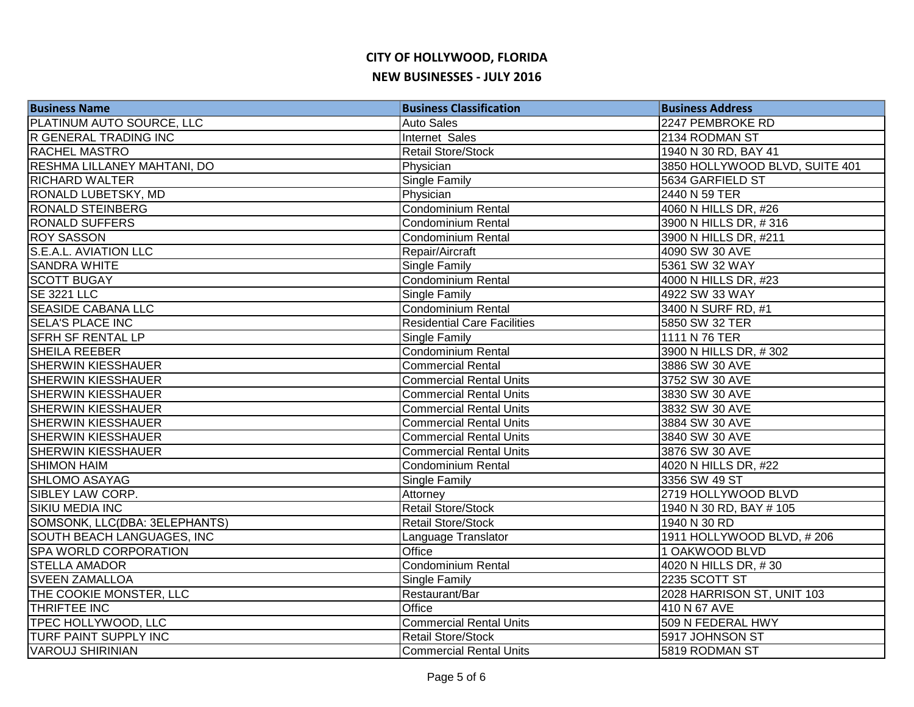# CITY OF HOLLYWOOD, FLORIDA

## NEW BUSINESSES - JULY 2016

| Business Name | Business Classification | Business Address |
|---|---|---|
| PLATINUM AUTO SOURCE, LLC | Auto Sales | 2247 PEMBROKE RD |
| R GENERAL TRADING INC | Internet Sales | 2134 RODMAN ST |
| RACHEL MASTRO | Retail Store/Stock | 1940 N 30 RD, BAY 41 |
| RESHMA LILLANEY MAHTANI, DO | Physician | 3850 HOLLYWOOD BLVD, SUITE 401 |
| RICHARD WALTER | Single Family | 5634 GARFIELD ST |
| RONALD LUBETSKY, MD | Physician | 2440 N 59 TER |
| RONALD STEINBERG | Condominium Rental | 4060 N HILLS DR, #26 |
| RONALD SUFFERS | Condominium Rental | 3900 N HILLS DR, # 316 |
| ROY SASSON | Condominium Rental | 3900 N HILLS DR, #211 |
| S.E.A.L. AVIATION LLC | Repair/Aircraft | 4090 SW 30 AVE |
| SANDRA WHITE | Single Family | 5361 SW 32 WAY |
| SCOTT BUGAY | Condominium Rental | 4000 N HILLS DR, #23 |
| SE 3221 LLC | Single Family | 4922 SW 33 WAY |
| SEASIDE CABANA LLC | Condominium Rental | 3400 N SURF RD, #1 |
| SELA'S PLACE INC | Residential Care Facilities | 5850 SW 32 TER |
| SFRH SF RENTAL LP | Single Family | 1111 N 76 TER |
| SHEILA REEBER | Condominium Rental | 3900 N HILLS DR, # 302 |
| SHERWIN KIESSHAUER | Commercial Rental | 3886 SW 30 AVE |
| SHERWIN KIESSHAUER | Commercial Rental Units | 3752 SW 30 AVE |
| SHERWIN KIESSHAUER | Commercial Rental Units | 3830 SW 30 AVE |
| SHERWIN KIESSHAUER | Commercial Rental Units | 3832 SW 30 AVE |
| SHERWIN KIESSHAUER | Commercial Rental Units | 3884 SW 30 AVE |
| SHERWIN KIESSHAUER | Commercial Rental Units | 3840 SW 30 AVE |
| SHERWIN KIESSHAUER | Commercial Rental Units | 3876 SW 30 AVE |
| SHIMON HAIM | Condominium Rental | 4020 N HILLS DR, #22 |
| SHLOMO ASAYAG | Single Family | 3356 SW 49 ST |
| SIBLEY LAW CORP. | Attorney | 2719 HOLLYWOOD BLVD |
| SIKIU MEDIA INC | Retail Store/Stock | 1940 N 30 RD, BAY # 105 |
| SOMSONK, LLC(DBA: 3ELEPHANTS) | Retail Store/Stock | 1940 N 30 RD |
| SOUTH BEACH LANGUAGES, INC | Language Translator | 1911 HOLLYWOOD BLVD, # 206 |
| SPA WORLD CORPORATION | Office | 1 OAKWOOD BLVD |
| STELLA AMADOR | Condominium Rental | 4020 N HILLS DR, # 30 |
| SVEEN ZAMALLOA | Single Family | 2235 SCOTT ST |
| THE COOKIE MONSTER, LLC | Restaurant/Bar | 2028 HARRISON ST, UNIT 103 |
| THRIFTEE INC | Office | 410 N 67 AVE |
| TPEC HOLLYWOOD, LLC | Commercial Rental Units | 509 N FEDERAL HWY |
| TURF PAINT SUPPLY INC | Retail Store/Stock | 5917 JOHNSON ST |
| VAROUJ SHIRINIAN | Commercial Rental Units | 5819 RODMAN ST |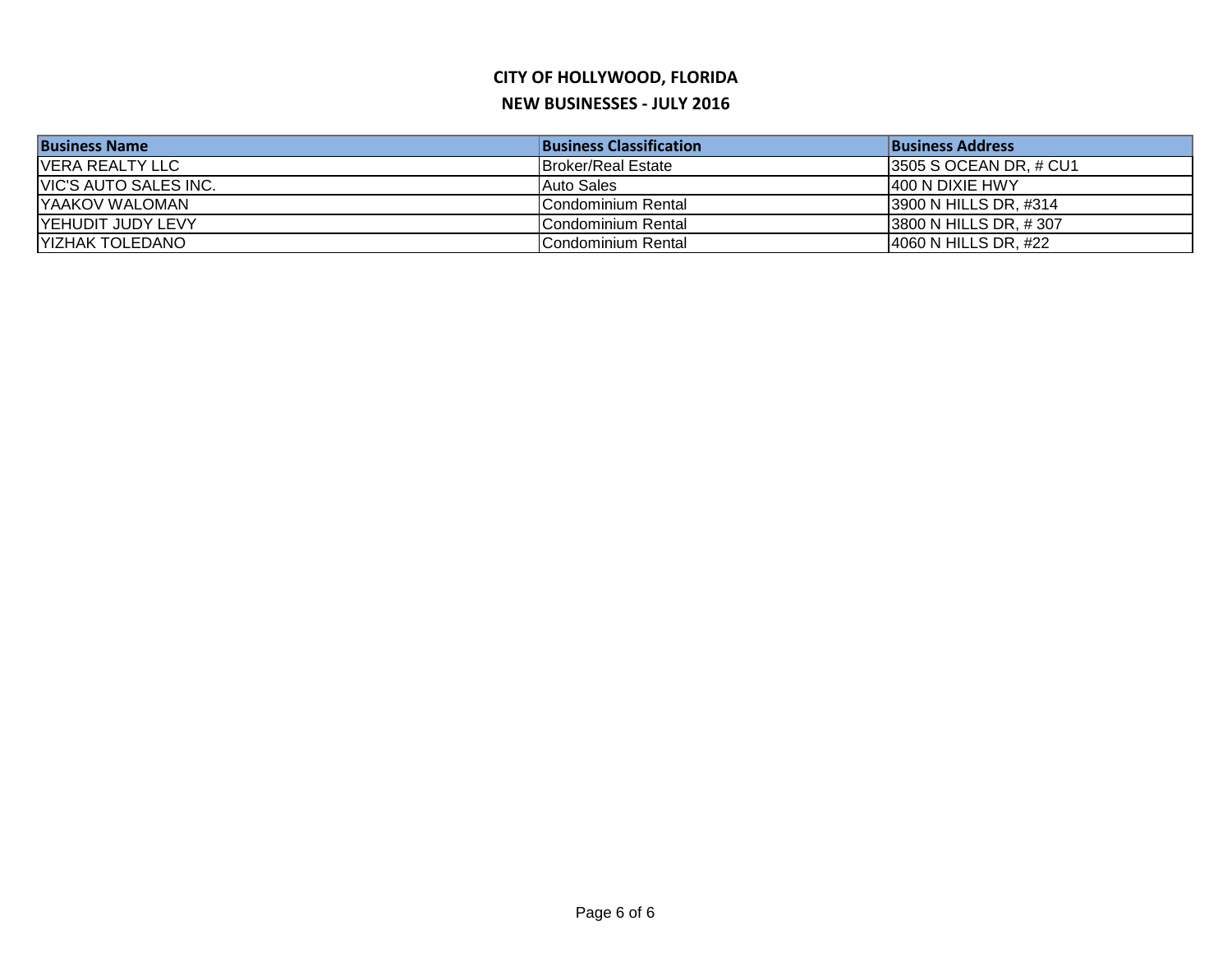**CITY OF HOLLYWOOD, FLORIDA**

**NEW BUSINESSES - JULY 2016**

| Business Name | Business Classification | Business Address |
| --- | --- | --- |
| VERA REALTY LLC | Broker/Real Estate | 3505 S OCEAN DR, # CU1 |
| VIC'S AUTO SALES INC. | Auto Sales | 400 N DIXIE HWY |
| YAAKOV WALOMAN | Condominium Rental | 3900 N HILLS DR, #314 |
| YEHUDIT JUDY LEVY | Condominium Rental | 3800 N HILLS DR, # 307 |
| YIZHAK TOLEDANO | Condominium Rental | 4060 N HILLS DR, #22 |